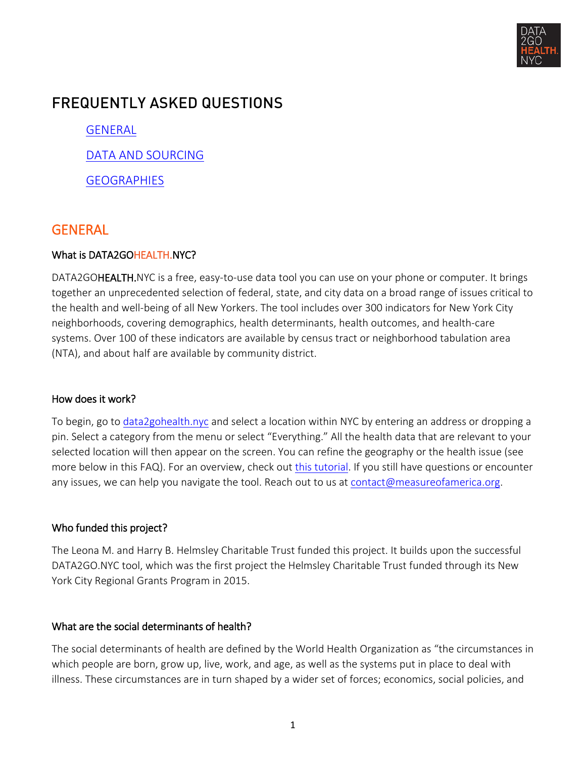# FREQUENTLY ASKED QUESTIONS

[GENERAL](#general)

[DATA AND SOURCING](#data-and-sourcing)

[GEOGRAPHIES](#geographies)

## GENERAL

### What is DATA2GOHEALTH.NYC?

DATA2GO**HEALTH.**NYC is a free, easy-to-use data tool you can use on your phone or computer. It brings together an unprecedented selection of federal, state, and city data on a broad range of issues critical to the health and well-being of all New Yorkers. The tool includes over 300 indicators for New York City neighborhoods, covering demographics, health determinants, health outcomes, and health-care systems. Over 100 of these indicators are available by census tract or neighborhood tabulation area (NTA), and about half are available by community district.

### How does it work?

To begin, go to [data2gohealth.nyc](https://data2gohealth.nyc) and select a location within NYC by entering an address or dropping a pin. Select a category from the menu or select "Everything." All the health data that are relevant to your selected location will then appear on the screen. You can refine the geography or the health issue (see more below in this FAQ). For an overview, check out [this tutorial](#). If you still have questions or encounter any issues, we can help you navigate the tool. Reach out to us at [contact@measureofamerica.org](mailto:contact@measureofamerica.org).

### Who funded this project?

The Leona M. and Harry B. Helmsley Charitable Trust funded this project. It builds upon the successful DATA2GO.NYC tool, which was the first project the Helmsley Charitable Trust funded through its New York City Regional Grants Program in 2015.

### What are the social determinants of health?

The social determinants of health are defined by the World Health Organization as "the circumstances in which people are born, grow up, live, work, and age, as well as the systems put in place to deal with illness. These circumstances are in turn shaped by a wider set of forces; economics, social policies, and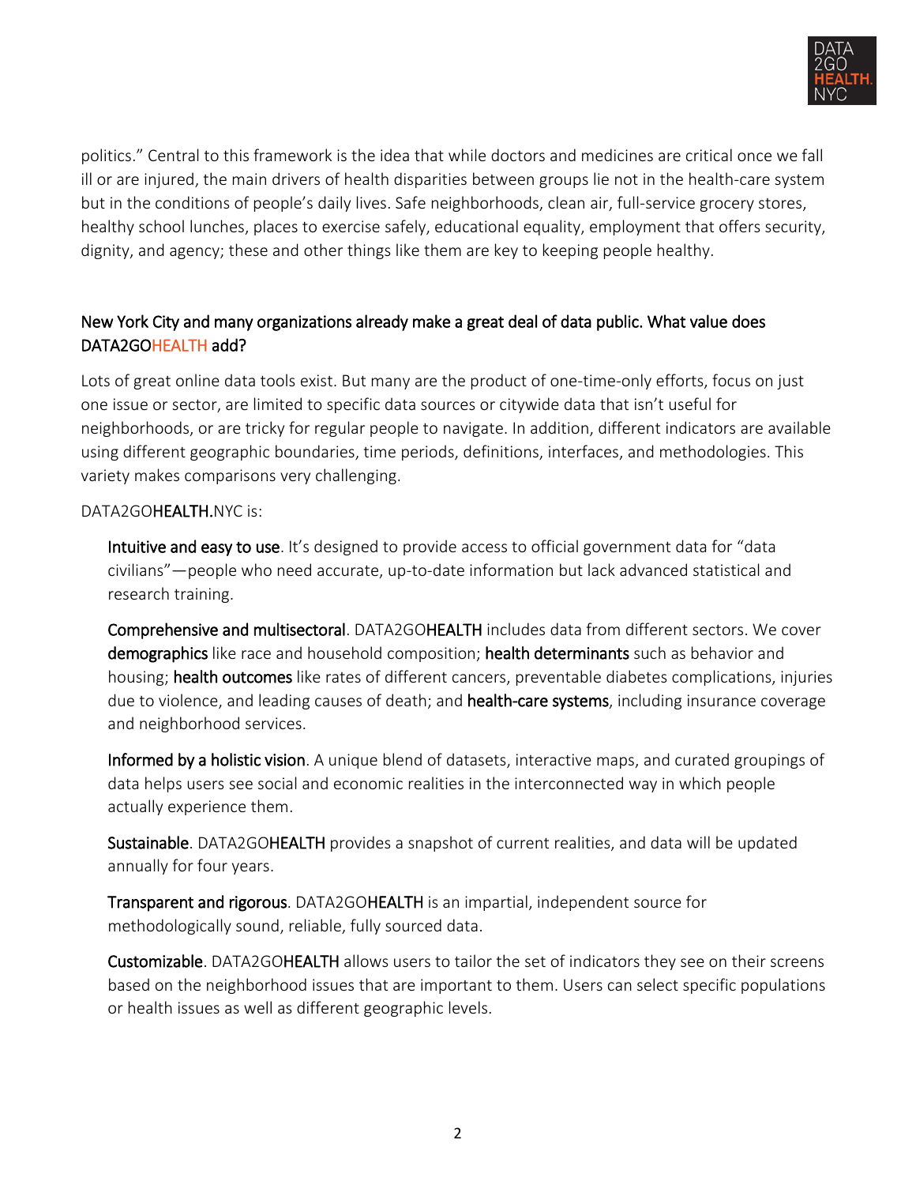politics." Central to this framework is the idea that while doctors and medicines are critical once we fall ill or are injured, the main drivers of health disparities between groups lie not in the health-care system but in the conditions of people's daily lives. Safe neighborhoods, clean air, full-service grocery stores, healthy school lunches, places to exercise safely, educational equality, employment that offers security, dignity, and agency; these and other things like them are key to keeping people healthy.

## New York City and many organizations already make a great deal of data public. What value does DATA2GOHEALTH add?

Lots of great online data tools exist. But many are the product of one-time-only efforts, focus on just one issue or sector, are limited to specific data sources or citywide data that isn't useful for neighborhoods, or are tricky for regular people to navigate. In addition, different indicators are available using different geographic boundaries, time periods, definitions, interfaces, and methodologies. This variety makes comparisons very challenging.

DATA2GO**HEALTH.**NYC is:

**Intuitive and easy to use**. It's designed to provide access to official government data for "data civilians"—people who need accurate, up-to-date information but lack advanced statistical and research training.

**Comprehensive and multisectoral**. DATA2GO**HEALTH** includes data from different sectors. We cover **demographics** like race and household composition; **health determinants** such as behavior and housing; **health outcomes** like rates of different cancers, preventable diabetes complications, injuries due to violence, and leading causes of death; and **health-care systems**, including insurance coverage and neighborhood services.

**Informed by a holistic vision**. A unique blend of datasets, interactive maps, and curated groupings of data helps users see social and economic realities in the interconnected way in which people actually experience them.

**Sustainable**. DATA2GO**HEALTH** provides a snapshot of current realities, and data will be updated annually for four years.

**Transparent and rigorous**. DATA2GO**HEALTH** is an impartial, independent source for methodologically sound, reliable, fully sourced data.

**Customizable**. DATA2GO**HEALTH** allows users to tailor the set of indicators they see on their screens based on the neighborhood issues that are important to them. Users can select specific populations or health issues as well as different geographic levels.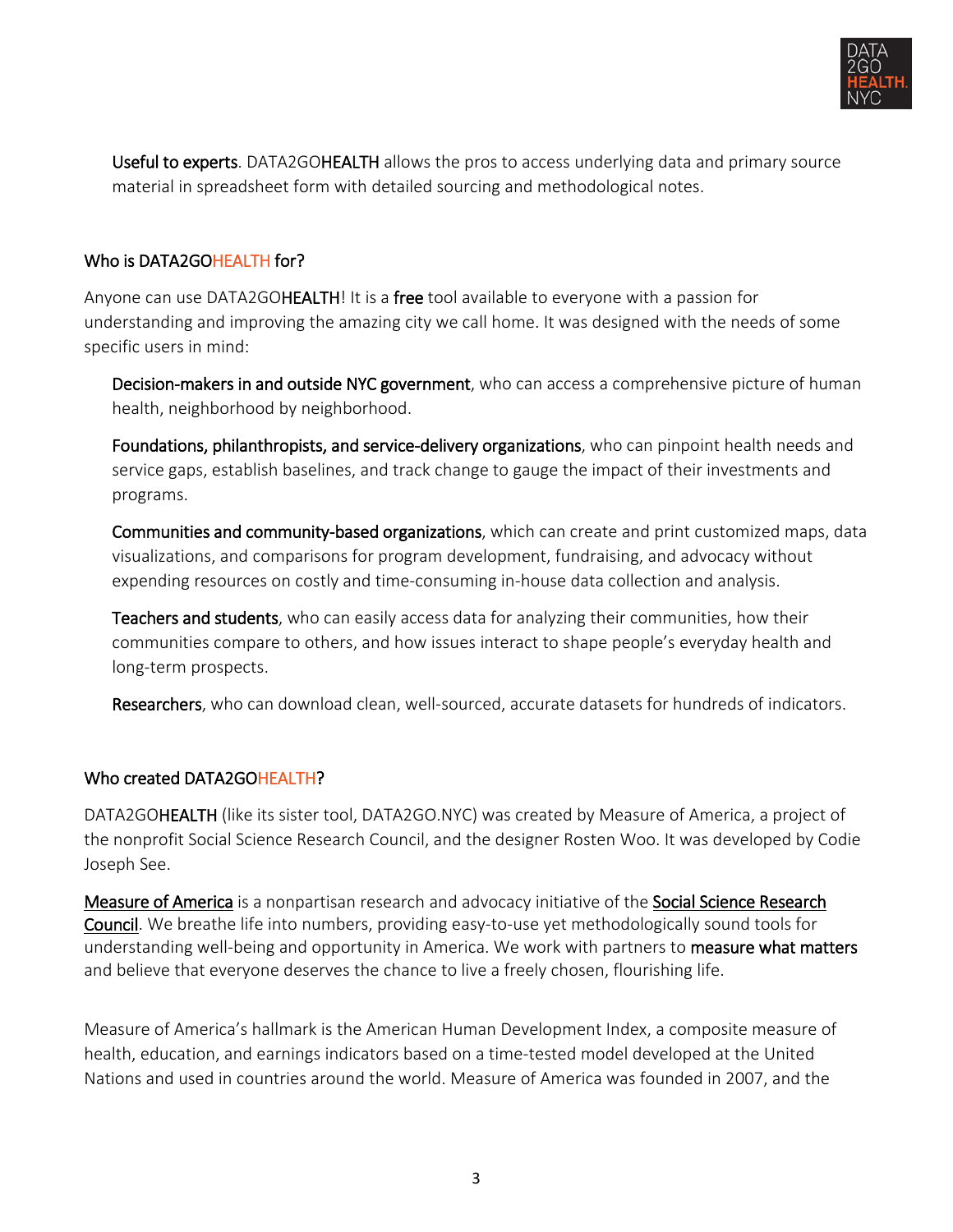**Useful to experts**. DATA2GO**HEALTH** allows the pros to access underlying data and primary source material in spreadsheet form with detailed sourcing and methodological notes.

## Who is DATA2GOHEALTH for?

Anyone can use DATA2GO**HEALTH**! It is a **free** tool available to everyone with a passion for understanding and improving the amazing city we call home. It was designed with the needs of some specific users in mind:

**Decision-makers in and outside NYC government**, who can access a comprehensive picture of human health, neighborhood by neighborhood.

**Foundations, philanthropists, and service-delivery organizations**, who can pinpoint health needs and service gaps, establish baselines, and track change to gauge the impact of their investments and programs.

**Communities and community-based organizations**, which can create and print customized maps, data visualizations, and comparisons for program development, fundraising, and advocacy without expending resources on costly and time-consuming in-house data collection and analysis.

**Teachers and students**, who can easily access data for analyzing their communities, how their communities compare to others, and how issues interact to shape people's everyday health and long-term prospects.

**Researchers**, who can download clean, well-sourced, accurate datasets for hundreds of indicators.

## Who created DATA2GOHEALTH?

DATA2GO**HEALTH** (like its sister tool, DATA2GO.NYC) was created by Measure of America, a project of the nonprofit Social Science Research Council, and the designer Rosten Woo. It was developed by Codie Joseph See.

Measure of America is a nonpartisan research and advocacy initiative of the Social Science Research Council. We breathe life into numbers, providing easy-to-use yet methodologically sound tools for understanding well-being and opportunity in America. We work with partners to **measure what matters** and believe that everyone deserves the chance to live a freely chosen, flourishing life.

Measure of America's hallmark is the American Human Development Index, a composite measure of health, education, and earnings indicators based on a time-tested model developed at the United Nations and used in countries around the world. Measure of America was founded in 2007, and the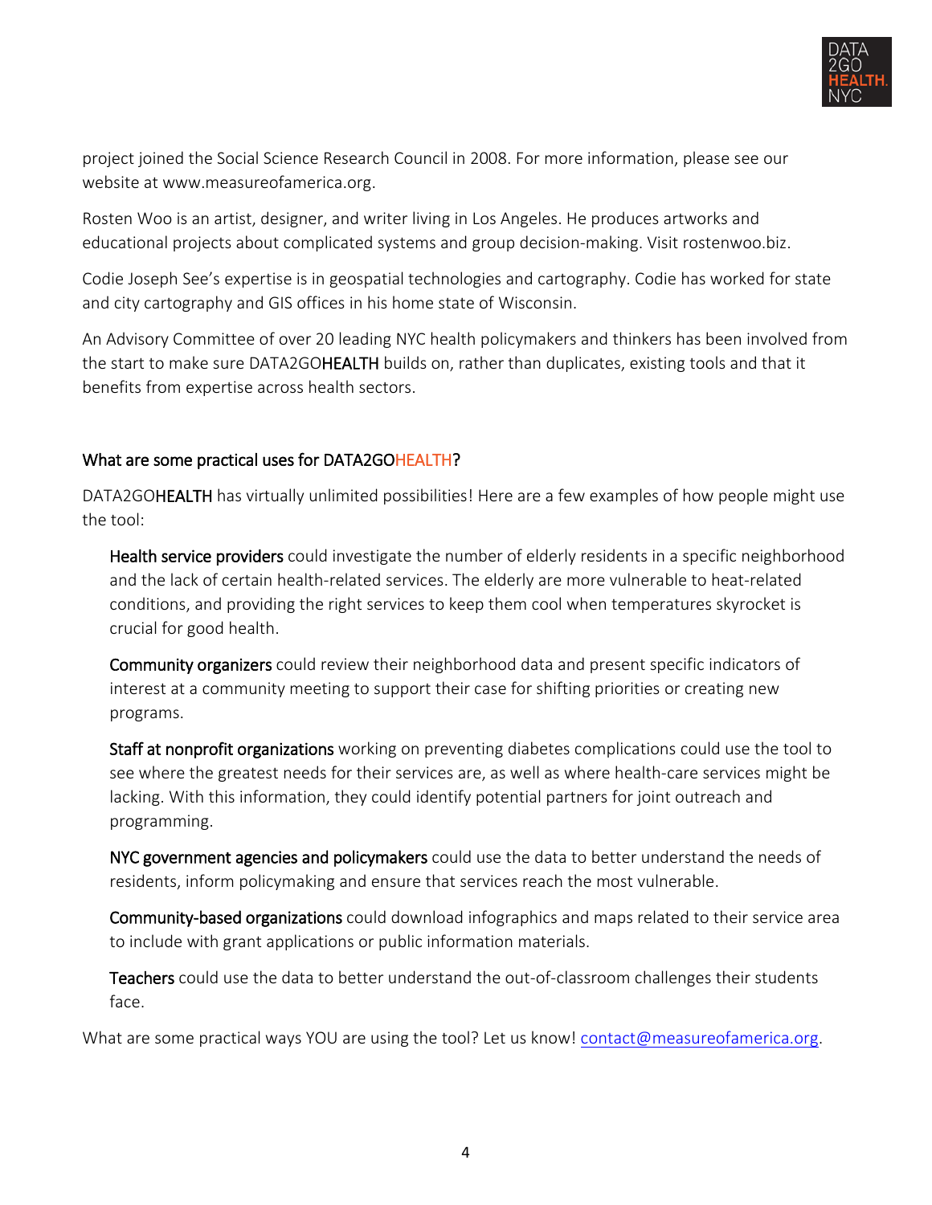project joined the Social Science Research Council in 2008. For more information, please see our website at www.measureofamerica.org.

Rosten Woo is an artist, designer, and writer living in Los Angeles. He produces artworks and educational projects about complicated systems and group decision-making. Visit rostenwoo.biz.

Codie Joseph See's expertise is in geospatial technologies and cartography. Codie has worked for state and city cartography and GIS offices in his home state of Wisconsin.

An Advisory Committee of over 20 leading NYC health policymakers and thinkers has been involved from the start to make sure DATA2GOHEALTH builds on, rather than duplicates, existing tools and that it benefits from expertise across health sectors.

### What are some practical uses for DATA2GOHEALTH?

DATA2GOHEALTH has virtually unlimited possibilities! Here are a few examples of how people might use the tool:

**Health service providers** could investigate the number of elderly residents in a specific neighborhood and the lack of certain health-related services. The elderly are more vulnerable to heat-related conditions, and providing the right services to keep them cool when temperatures skyrocket is crucial for good health.

**Community organizers** could review their neighborhood data and present specific indicators of interest at a community meeting to support their case for shifting priorities or creating new programs.

**Staff at nonprofit organizations** working on preventing diabetes complications could use the tool to see where the greatest needs for their services are, as well as where health-care services might be lacking. With this information, they could identify potential partners for joint outreach and programming.

**NYC government agencies and policymakers** could use the data to better understand the needs of residents, inform policymaking and ensure that services reach the most vulnerable.

**Community-based organizations** could download infographics and maps related to their service area to include with grant applications or public information materials.

**Teachers** could use the data to better understand the out-of-classroom challenges their students face.

What are some practical ways YOU are using the tool? Let us know! contact@measureofamerica.org.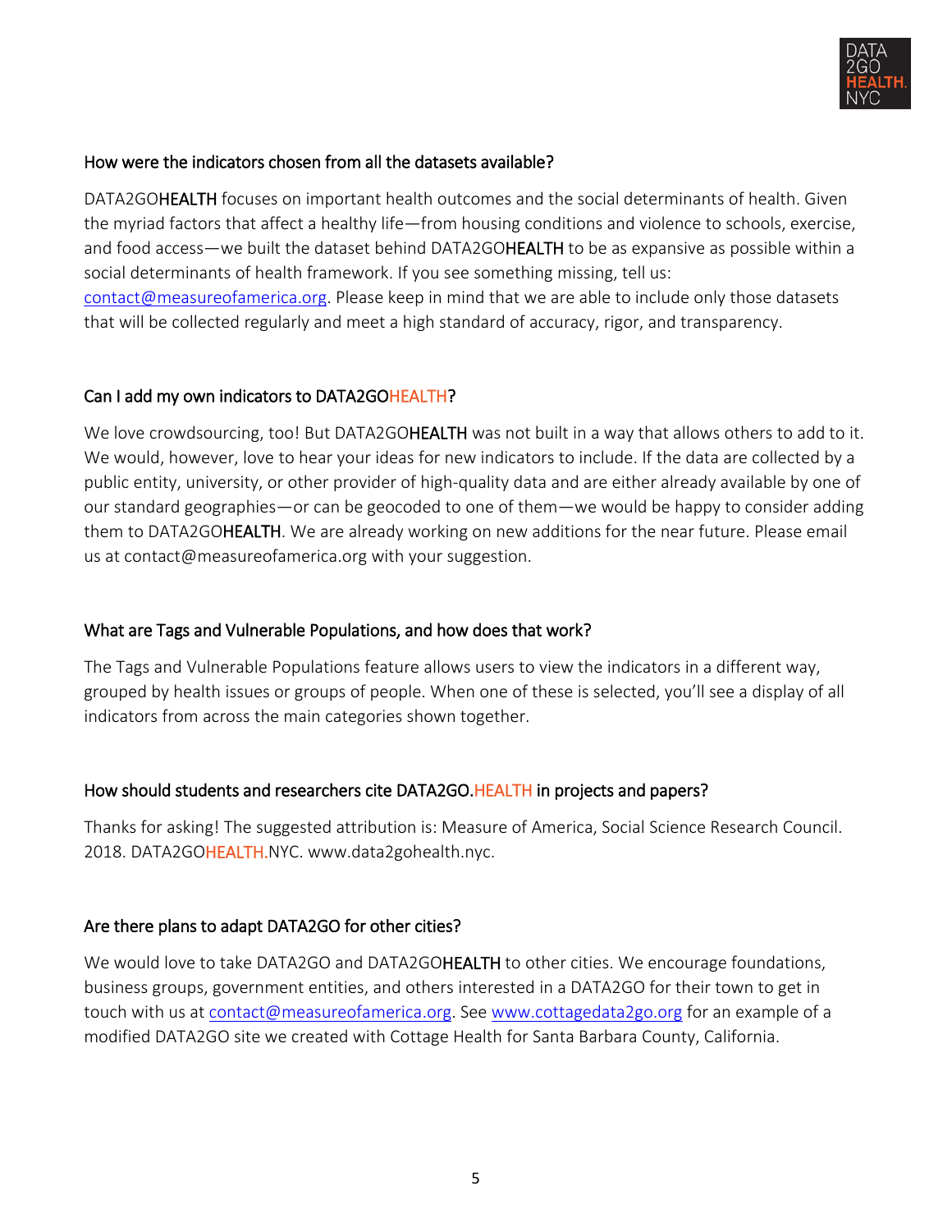### How were the indicators chosen from all the datasets available?

DATA2GOHEALTH focuses on important health outcomes and the social determinants of health. Given the myriad factors that affect a healthy life—from housing conditions and violence to schools, exercise, and food access—we built the dataset behind DATA2GOHEALTH to be as expansive as possible within a social determinants of health framework. If you see something missing, tell us: contact@measureofamerica.org. Please keep in mind that we are able to include only those datasets that will be collected regularly and meet a high standard of accuracy, rigor, and transparency.

### Can I add my own indicators to DATA2GOHEALTH?

We love crowdsourcing, too! But DATA2GOHEALTH was not built in a way that allows others to add to it. We would, however, love to hear your ideas for new indicators to include. If the data are collected by a public entity, university, or other provider of high-quality data and are either already available by one of our standard geographies—or can be geocoded to one of them—we would be happy to consider adding them to DATA2GOHEALTH. We are already working on new additions for the near future. Please email us at contact@measureofamerica.org with your suggestion.

### What are Tags and Vulnerable Populations, and how does that work?

The Tags and Vulnerable Populations feature allows users to view the indicators in a different way, grouped by health issues or groups of people. When one of these is selected, you'll see a display of all indicators from across the main categories shown together.

### How should students and researchers cite DATA2GO.HEALTH in projects and papers?

Thanks for asking! The suggested attribution is: Measure of America, Social Science Research Council. 2018. DATA2GOHEALTH.NYC. www.data2gohealth.nyc.

### Are there plans to adapt DATA2GO for other cities?

We would love to take DATA2GO and DATA2GOHEALTH to other cities. We encourage foundations, business groups, government entities, and others interested in a DATA2GO for their town to get in touch with us at contact@measureofamerica.org. See www.cottagedata2go.org for an example of a modified DATA2GO site we created with Cottage Health for Santa Barbara County, California.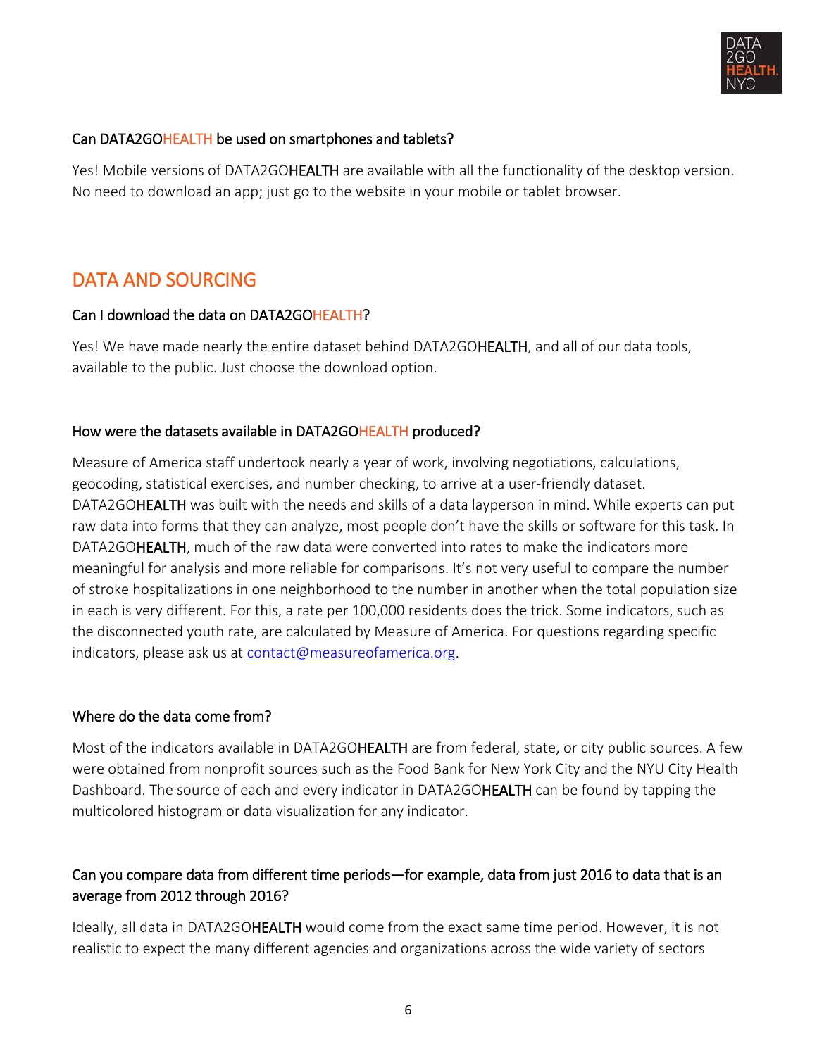### Can DATA2GOHEALTH be used on smartphones and tablets?

Yes! Mobile versions of DATA2GOHEALTH are available with all the functionality of the desktop version. No need to download an app; just go to the website in your mobile or tablet browser.

## DATA AND SOURCING

### Can I download the data on DATA2GOHEALTH?

Yes! We have made nearly the entire dataset behind DATA2GOHEALTH, and all of our data tools, available to the public. Just choose the download option.

### How were the datasets available in DATA2GOHEALTH produced?

Measure of America staff undertook nearly a year of work, involving negotiations, calculations, geocoding, statistical exercises, and number checking, to arrive at a user-friendly dataset. DATA2GOHEALTH was built with the needs and skills of a data layperson in mind. While experts can put raw data into forms that they can analyze, most people don't have the skills or software for this task. In DATA2GOHEALTH, much of the raw data were converted into rates to make the indicators more meaningful for analysis and more reliable for comparisons. It's not very useful to compare the number of stroke hospitalizations in one neighborhood to the number in another when the total population size in each is very different. For this, a rate per 100,000 residents does the trick. Some indicators, such as the disconnected youth rate, are calculated by Measure of America. For questions regarding specific indicators, please ask us at contact@measureofamerica.org.

### Where do the data come from?

Most of the indicators available in DATA2GOHEALTH are from federal, state, or city public sources. A few were obtained from nonprofit sources such as the Food Bank for New York City and the NYU City Health Dashboard. The source of each and every indicator in DATA2GOHEALTH can be found by tapping the multicolored histogram or data visualization for any indicator.

### Can you compare data from different time periods—for example, data from just 2016 to data that is an average from 2012 through 2016?

Ideally, all data in DATA2GOHEALTH would come from the exact same time period. However, it is not realistic to expect the many different agencies and organizations across the wide variety of sectors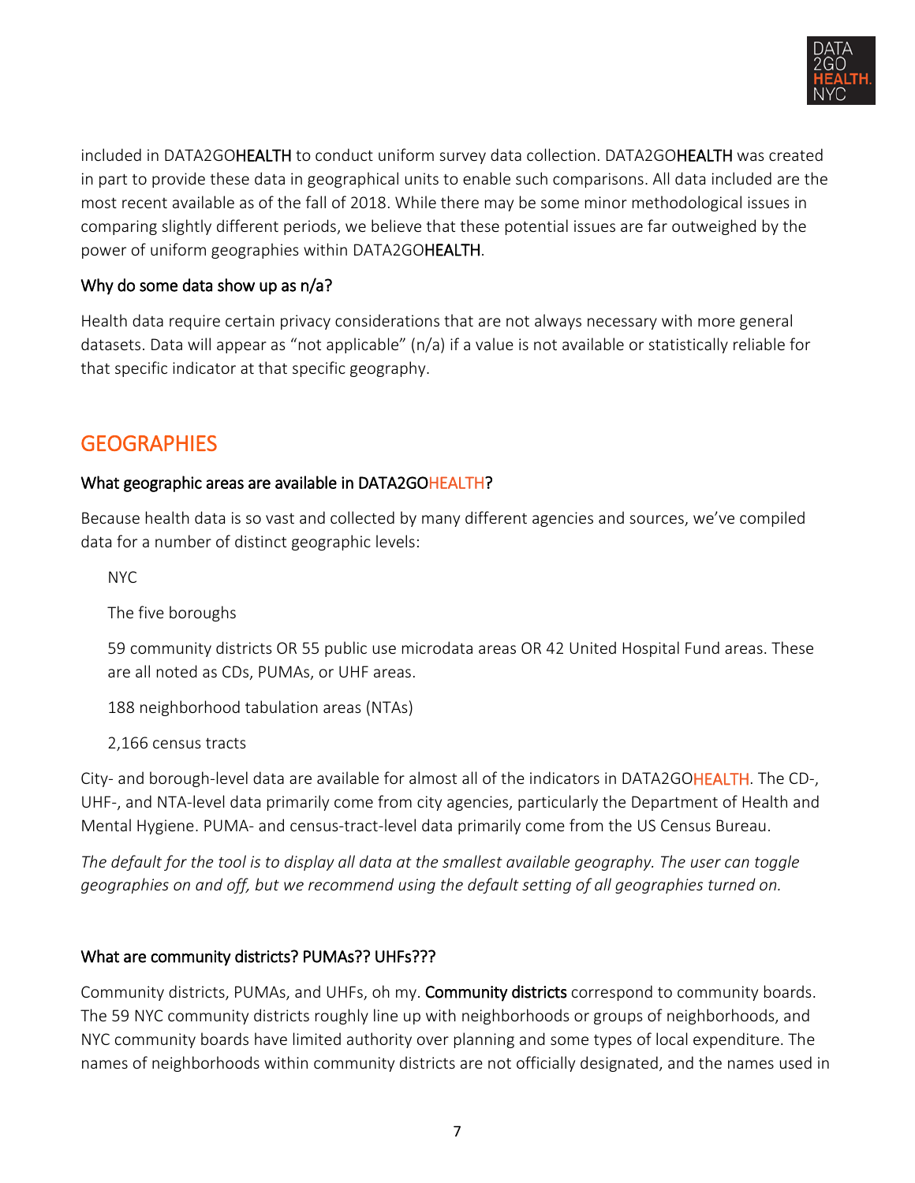included in DATA2GO**HEALTH** to conduct uniform survey data collection. DATA2GO**HEALTH** was created in part to provide these data in geographical units to enable such comparisons. All data included are the most recent available as of the fall of 2018. While there may be some minor methodological issues in comparing slightly different periods, we believe that these potential issues are far outweighed by the power of uniform geographies within DATA2GO**HEALTH**.

### Why do some data show up as n/a?

Health data require certain privacy considerations that are not always necessary with more general datasets. Data will appear as "not applicable" (n/a) if a value is not available or statistically reliable for that specific indicator at that specific geography.

## GEOGRAPHIES

### What geographic areas are available in DATA2GOHEALTH?

Because health data is so vast and collected by many different agencies and sources, we've compiled data for a number of distinct geographic levels:

NYC

The five boroughs

59 community districts OR 55 public use microdata areas OR 42 United Hospital Fund areas. These are all noted as CDs, PUMAs, or UHF areas.

188 neighborhood tabulation areas (NTAs)

2,166 census tracts

City- and borough-level data are available for almost all of the indicators in DATA2GOHEALTH. The CD-, UHF-, and NTA-level data primarily come from city agencies, particularly the Department of Health and Mental Hygiene. PUMA- and census-tract-level data primarily come from the US Census Bureau.

*The default for the tool is to display all data at the smallest available geography. The user can toggle geographies on and off, but we recommend using the default setting of all geographies turned on.*

### What are community districts? PUMAs?? UHFs???

Community districts, PUMAs, and UHFs, oh my. **Community districts** correspond to community boards. The 59 NYC community districts roughly line up with neighborhoods or groups of neighborhoods, and NYC community boards have limited authority over planning and some types of local expenditure. The names of neighborhoods within community districts are not officially designated, and the names used in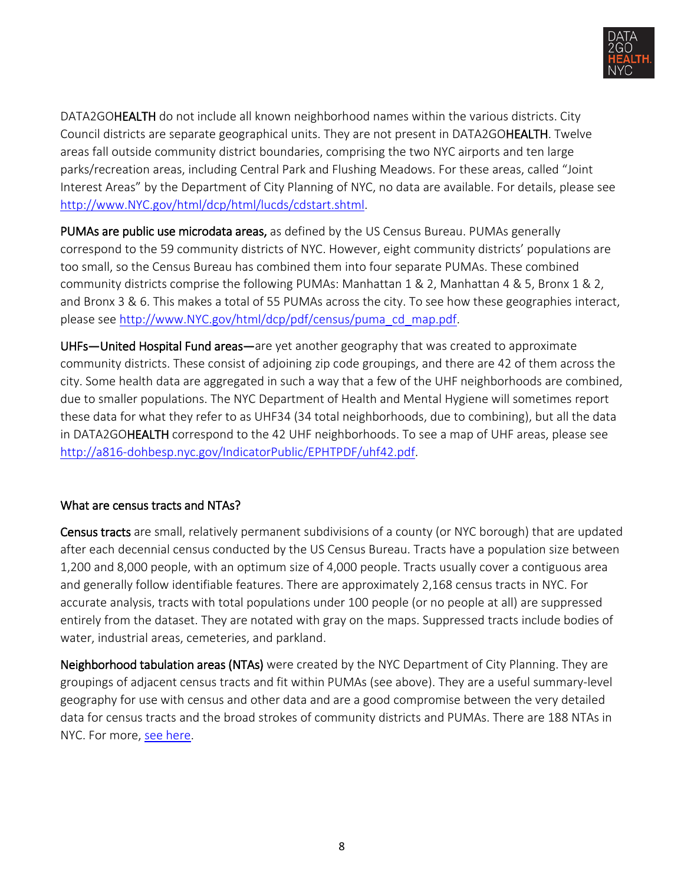DATA2GO**HEALTH** do not include all known neighborhood names within the various districts. City Council districts are separate geographical units. They are not present in DATA2GO**HEALTH**. Twelve areas fall outside community district boundaries, comprising the two NYC airports and ten large parks/recreation areas, including Central Park and Flushing Meadows. For these areas, called "Joint Interest Areas" by the Department of City Planning of NYC, no data are available. For details, please see http://www.NYC.gov/html/dcp/html/lucds/cdstart.shtml.

**PUMAs are public use microdata areas,** as defined by the US Census Bureau. PUMAs generally correspond to the 59 community districts of NYC. However, eight community districts' populations are too small, so the Census Bureau has combined them into four separate PUMAs. These combined community districts comprise the following PUMAs: Manhattan 1 & 2, Manhattan 4 & 5, Bronx 1 & 2, and Bronx 3 & 6. This makes a total of 55 PUMAs across the city. To see how these geographies interact, please see http://www.NYC.gov/html/dcp/pdf/census/puma_cd_map.pdf.

**UHFs—United Hospital Fund areas—**are yet another geography that was created to approximate community districts. These consist of adjoining zip code groupings, and there are 42 of them across the city. Some health data are aggregated in such a way that a few of the UHF neighborhoods are combined, due to smaller populations. The NYC Department of Health and Mental Hygiene will sometimes report these data for what they refer to as UHF34 (34 total neighborhoods, due to combining), but all the data in DATA2GO**HEALTH** correspond to the 42 UHF neighborhoods. To see a map of UHF areas, please see http://a816-dohbesp.nyc.gov/IndicatorPublic/EPHTPDF/uhf42.pdf.

## What are census tracts and NTAs?

**Census tracts** are small, relatively permanent subdivisions of a county (or NYC borough) that are updated after each decennial census conducted by the US Census Bureau. Tracts have a population size between 1,200 and 8,000 people, with an optimum size of 4,000 people. Tracts usually cover a contiguous area and generally follow identifiable features. There are approximately 2,168 census tracts in NYC. For accurate analysis, tracts with total populations under 100 people (or no people at all) are suppressed entirely from the dataset. They are notated with gray on the maps. Suppressed tracts include bodies of water, industrial areas, cemeteries, and parkland.

**Neighborhood tabulation areas (NTAs)** were created by the NYC Department of City Planning. They are groupings of adjacent census tracts and fit within PUMAs (see above). They are a useful summary-level geography for use with census and other data and are a good compromise between the very detailed data for census tracts and the broad strokes of community districts and PUMAs. There are 188 NTAs in NYC. For more, see here.